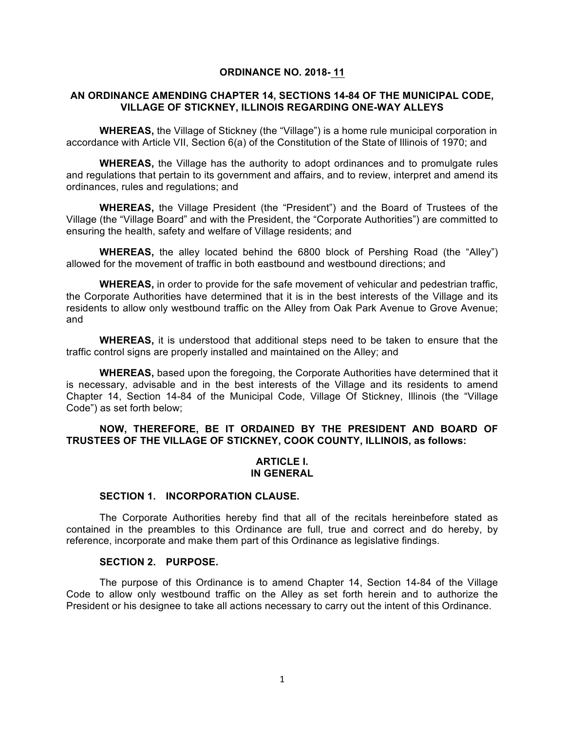# ORDINANCE NO. 2018- 11

## AN ORDINANCE AMENDING CHAPTER 14, SECTIONS 14-84 OF THE MUNICIPAL CODE, VILLAGE OF STICKNEY, ILLINOIS REGARDING ONE-WAY ALLEYS

**WHEREAS,** the Village of Stickney (the "Village") is a home rule municipal corporation in accordance with Article VII, Section 6(a) of the Constitution of the State of Illinois of 1970; and

**WHEREAS,** the Village has the authority to adopt ordinances and to promulgate rules and regulations that pertain to its government and affairs, and to review, interpret and amend its ordinances, rules and regulations; and

**WHEREAS,** the Village President (the "President") and the Board of Trustees of the Village (the "Village Board" and with the President, the "Corporate Authorities") are committed to ensuring the health, safety and welfare of Village residents; and

**WHEREAS,** the alley located behind the 6800 block of Pershing Road (the "Alley") allowed for the movement of traffic in both eastbound and westbound directions; and

**WHEREAS,** in order to provide for the safe movement of vehicular and pedestrian traffic, the Corporate Authorities have determined that it is in the best interests of the Village and its residents to allow only westbound traffic on the Alley from Oak Park Avenue to Grove Avenue; and

**WHEREAS,** it is understood that additional steps need to be taken to ensure that the traffic control signs are properly installed and maintained on the Alley; and

**WHEREAS,** based upon the foregoing, the Corporate Authorities have determined that it is necessary, advisable and in the best interests of the Village and its residents to amend Chapter 14, Section 14-84 of the Municipal Code, Village Of Stickney, Illinois (the "Village Code") as set forth below;

**NOW, THEREFORE, BE IT ORDAINED BY THE PRESIDENT AND BOARD OF TRUSTEES OF THE VILLAGE OF STICKNEY, COOK COUNTY, ILLINOIS, as follows:**

## ARTICLE I.
## IN GENERAL

### SECTION 1. INCORPORATION CLAUSE.

The Corporate Authorities hereby find that all of the recitals hereinbefore stated as contained in the preambles to this Ordinance are full, true and correct and do hereby, by reference, incorporate and make them part of this Ordinance as legislative findings.

### SECTION 2. PURPOSE.

The purpose of this Ordinance is to amend Chapter 14, Section 14-84 of the Village Code to allow only westbound traffic on the Alley as set forth herein and to authorize the President or his designee to take all actions necessary to carry out the intent of this Ordinance.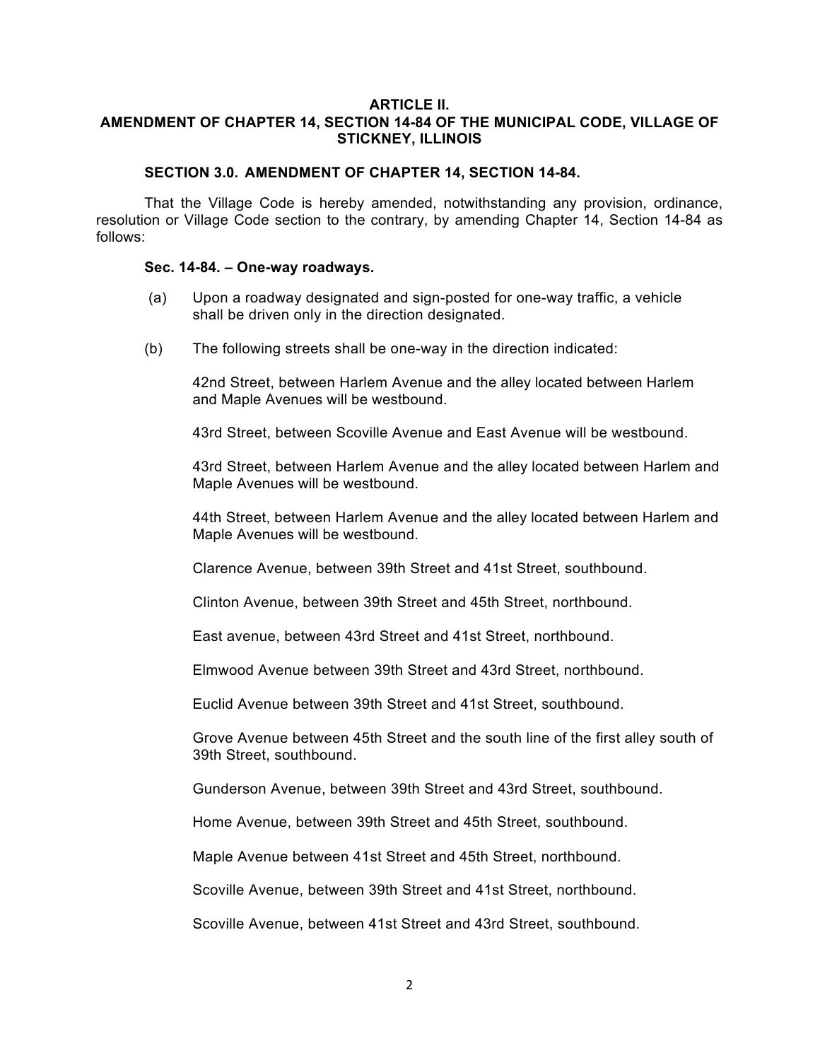## ARTICLE II.
## AMENDMENT OF CHAPTER 14, SECTION 14-84 OF THE MUNICIPAL CODE, VILLAGE OF STICKNEY, ILLINOIS

### SECTION 3.0. AMENDMENT OF CHAPTER 14, SECTION 14-84.

That the Village Code is hereby amended, notwithstanding any provision, ordinance, resolution or Village Code section to the contrary, by amending Chapter 14, Section 14-84 as follows:

**Sec. 14-84. – One-way roadways.**

(a) Upon a roadway designated and sign-posted for one-way traffic, a vehicle shall be driven only in the direction designated.

(b) The following streets shall be one-way in the direction indicated:

42nd Street, between Harlem Avenue and the alley located between Harlem and Maple Avenues will be westbound.

43rd Street, between Scoville Avenue and East Avenue will be westbound.

43rd Street, between Harlem Avenue and the alley located between Harlem and Maple Avenues will be westbound.

44th Street, between Harlem Avenue and the alley located between Harlem and Maple Avenues will be westbound.

Clarence Avenue, between 39th Street and 41st Street, southbound.

Clinton Avenue, between 39th Street and 45th Street, northbound.

East avenue, between 43rd Street and 41st Street, northbound.

Elmwood Avenue between 39th Street and 43rd Street, northbound.

Euclid Avenue between 39th Street and 41st Street, southbound.

Grove Avenue between 45th Street and the south line of the first alley south of 39th Street, southbound.

Gunderson Avenue, between 39th Street and 43rd Street, southbound.

Home Avenue, between 39th Street and 45th Street, southbound.

Maple Avenue between 41st Street and 45th Street, northbound.

Scoville Avenue, between 39th Street and 41st Street, northbound.

Scoville Avenue, between 41st Street and 43rd Street, southbound.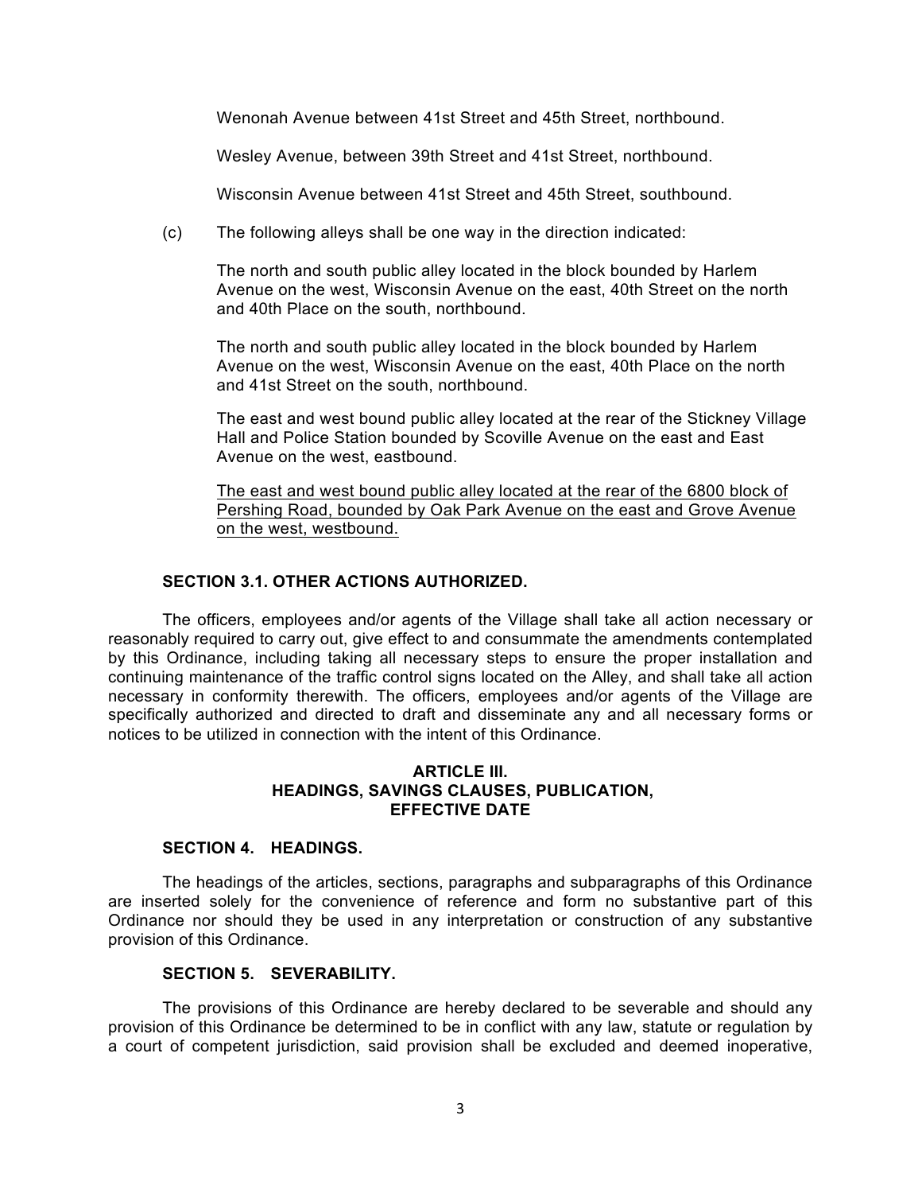Wenonah Avenue between 41st Street and 45th Street, northbound.

Wesley Avenue, between 39th Street and 41st Street, northbound.

Wisconsin Avenue between 41st Street and 45th Street, southbound.

(c) The following alleys shall be one way in the direction indicated:

The north and south public alley located in the block bounded by Harlem Avenue on the west, Wisconsin Avenue on the east, 40th Street on the north and 40th Place on the south, northbound.

The north and south public alley located in the block bounded by Harlem Avenue on the west, Wisconsin Avenue on the east, 40th Place on the north and 41st Street on the south, northbound.

The east and west bound public alley located at the rear of the Stickney Village Hall and Police Station bounded by Scoville Avenue on the east and East Avenue on the west, eastbound.

<u>The east and west bound public alley located at the rear of the 6800 block of Pershing Road, bounded by Oak Park Avenue on the east and Grove Avenue on the west, westbound.</u>

**SECTION 3.1. OTHER ACTIONS AUTHORIZED.**

The officers, employees and/or agents of the Village shall take all action necessary or reasonably required to carry out, give effect to and consummate the amendments contemplated by this Ordinance, including taking all necessary steps to ensure the proper installation and continuing maintenance of the traffic control signs located on the Alley, and shall take all action necessary in conformity therewith. The officers, employees and/or agents of the Village are specifically authorized and directed to draft and disseminate any and all necessary forms or notices to be utilized in connection with the intent of this Ordinance.

**ARTICLE III.**
**HEADINGS, SAVINGS CLAUSES, PUBLICATION, EFFECTIVE DATE**

**SECTION 4. HEADINGS.**

The headings of the articles, sections, paragraphs and subparagraphs of this Ordinance are inserted solely for the convenience of reference and form no substantive part of this Ordinance nor should they be used in any interpretation or construction of any substantive provision of this Ordinance.

**SECTION 5. SEVERABILITY.**

The provisions of this Ordinance are hereby declared to be severable and should any provision of this Ordinance be determined to be in conflict with any law, statute or regulation by a court of competent jurisdiction, said provision shall be excluded and deemed inoperative,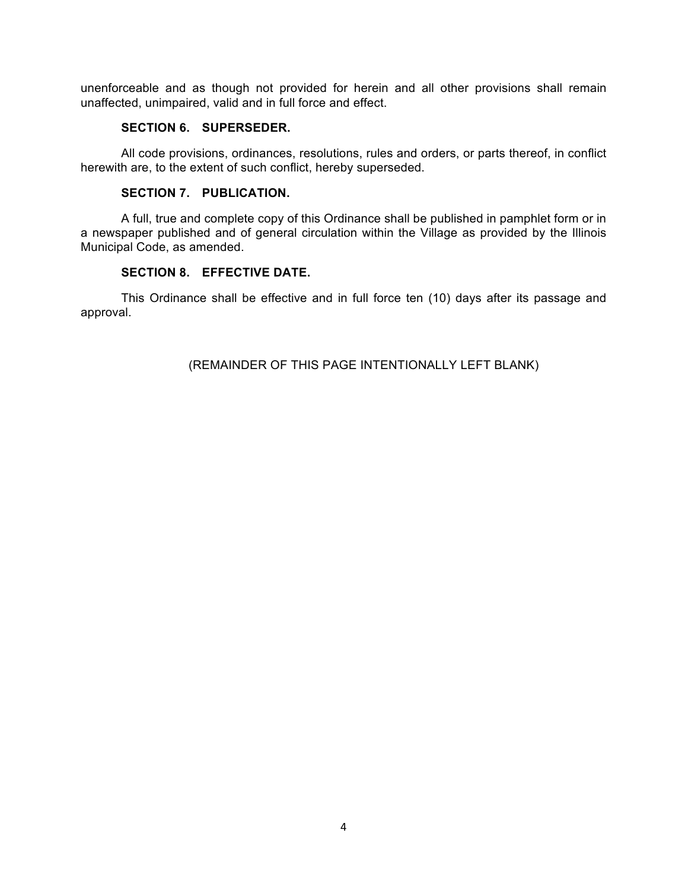unenforceable and as though not provided for herein and all other provisions shall remain unaffected, unimpaired, valid and in full force and effect.

**SECTION 6. SUPERSEDER.**

All code provisions, ordinances, resolutions, rules and orders, or parts thereof, in conflict herewith are, to the extent of such conflict, hereby superseded.

**SECTION 7. PUBLICATION.**

A full, true and complete copy of this Ordinance shall be published in pamphlet form or in a newspaper published and of general circulation within the Village as provided by the Illinois Municipal Code, as amended.

**SECTION 8. EFFECTIVE DATE.**

This Ordinance shall be effective and in full force ten (10) days after its passage and approval.

(REMAINDER OF THIS PAGE INTENTIONALLY LEFT BLANK)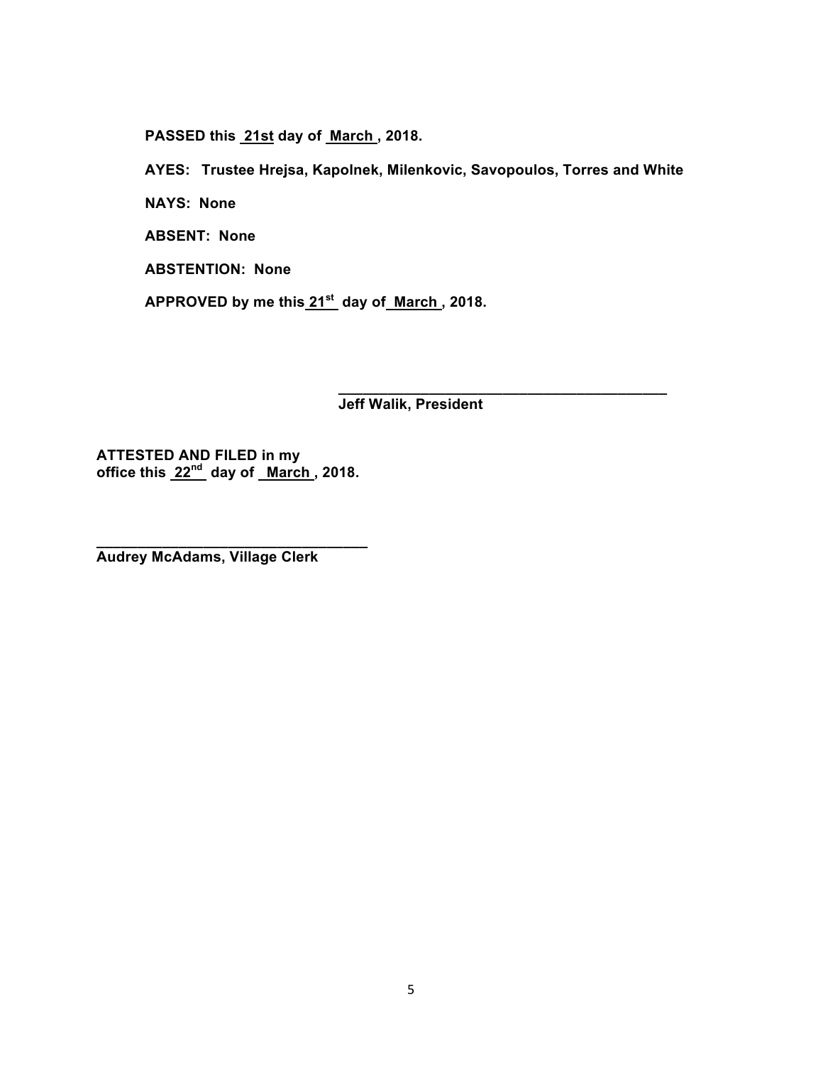**PASSED this 21st day of March , 2018.**

**AYES: Trustee Hrejsa, Kapolnek, Milenkovic, Savopoulos, Torres and White**

**NAYS: None**

**ABSENT: None**

**ABSTENTION: None**

**APPROVED by me this 21st day of March , 2018.**

\_\_\_\_\_\_\_\_\_\_\_\_\_\_\_\_\_\_\_\_\_\_\_\_\_\_\_\_\_\_\_\_\_\_\_\_\_\_\_\_\_\_
**Jeff Walik, President**

**ATTESTED AND FILED in my office this 22nd day of March , 2018.**

\_\_\_\_\_\_\_\_\_\_\_\_\_\_\_\_\_\_\_\_\_\_\_\_\_\_\_\_\_\_\_\_\_\_\_\_
**Audrey McAdams, Village Clerk**